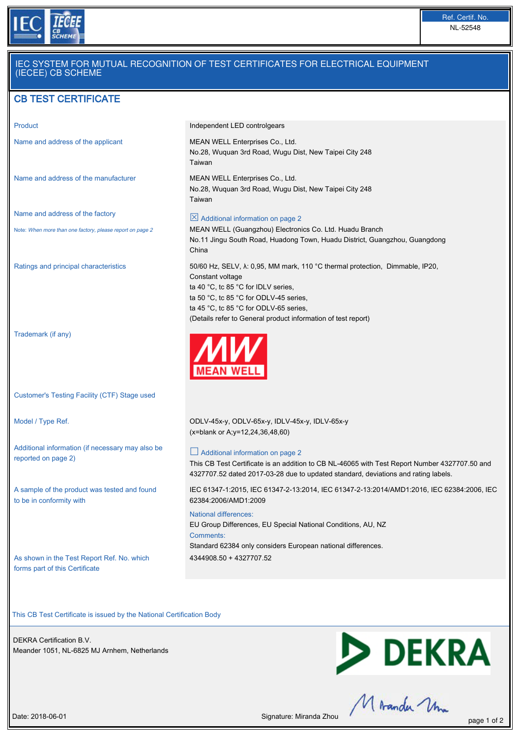| Ref. Certif. No. |
|---|
| NL-52548 |

# IEC SYSTEM FOR MUTUAL RECOGNITION OF TEST CERTIFICATES FOR ELECTRICAL EQUIPMENT (IECEE) CB SCHEME

## CB TEST CERTIFICATE

| | |
|---|---|
| Product | Independent LED controlgears |
| Name and address of the applicant | MEAN WELL Enterprises Co., Ltd.<br>No.28, Wuquan 3rd Road, Wugu Dist, New Taipei City 248<br>Taiwan |
| Name and address of the manufacturer | MEAN WELL Enterprises Co., Ltd.<br>No.28, Wuquan 3rd Road, Wugu Dist, New Taipei City 248<br>Taiwan |
| Name and address of the factory<br>Note: *When more than one factory, please report on page 2* | ☒ Additional information on page 2<br>MEAN WELL (Guangzhou) Electronics Co. Ltd. Huadu Branch<br>No.11 Jingu South Road, Huadong Town, Huadu District, Guangzhou, Guangdong<br>China |
| Ratings and principal characteristics | 50/60 Hz, SELV, λ: 0,95, MM mark, 110 °C thermal protection, Dimmable, IP20, Constant voltage<br>ta 40 °C, tc 85 °C for IDLV series,<br>ta 50 °C, tc 85 °C for ODLV-45 series,<br>ta 45 °C, tc 85 °C for ODLV-65 series,<br>(Details refer to General product information of test report) |
| Trademark (if any) | MW MEAN WELL |
| Customer's Testing Facility (CTF) Stage used | |
| Model / Type Ref. | ODLV-45x-y, ODLV-65x-y, IDLV-45x-y, IDLV-65x-y<br>(x=blank or A;y=12,24,36,48,60) |
| Additional information (if necessary may also be reported on page 2) | ☐ Additional information on page 2<br>This CB Test Certificate is an addition to CB NL-46065 with Test Report Number 4327707.50 and 4327707.52 dated 2017-03-28 due to updated standard, deviations and rating labels. |
| A sample of the product was tested and found to be in conformity with | IEC 61347-1:2015, IEC 61347-2-13:2014, IEC 61347-2-13:2014/AMD1:2016, IEC 62384:2006, IEC 62384:2006/AMD1:2009<br>National differences:<br>EU Group Differences, EU Special National Conditions, AU, NZ<br>Comments:<br>Standard 62384 only considers European national differences. |
| As shown in the Test Report Ref. No. which forms part of this Certificate | 4344908.50 + 4327707.52 |

This CB Test Certificate is issued by the National Certification Body

DEKRA Certification B.V.
Meander 1051, NL-6825 MJ Arnhem, Netherlands

DEKRA

Date: 2018-06-01

Signature: Miranda Zhou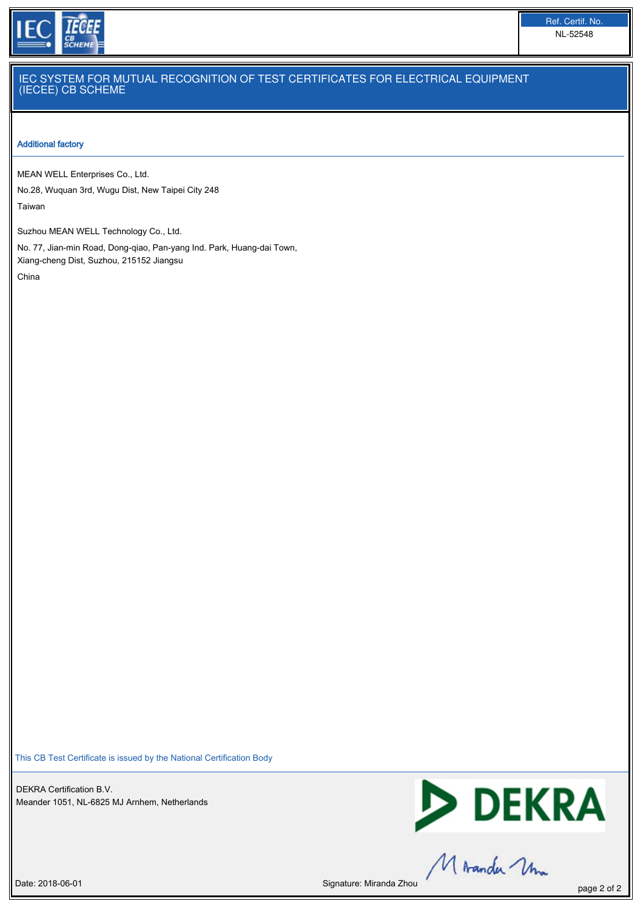Ref. Certif. No.
NL-52548

# IEC SYSTEM FOR MUTUAL RECOGNITION OF TEST CERTIFICATES FOR ELECTRICAL EQUIPMENT (IECEE) CB SCHEME

## Additional factory

MEAN WELL Enterprises Co., Ltd.
No.28, Wuquan 3rd, Wugu Dist, New Taipei City 248
Taiwan

Suzhou MEAN WELL Technology Co., Ltd.
No. 77, Jian-min Road, Dong-qiao, Pan-yang Ind. Park, Huang-dai Town,
Xiang-cheng Dist, Suzhou, 215152 Jiangsu
China

This CB Test Certificate is issued by the National Certification Body

DEKRA Certification B.V.
Meander 1051, NL-6825 MJ Arnhem, Netherlands

Date: 2018-06-01

Signature: Miranda Zhou